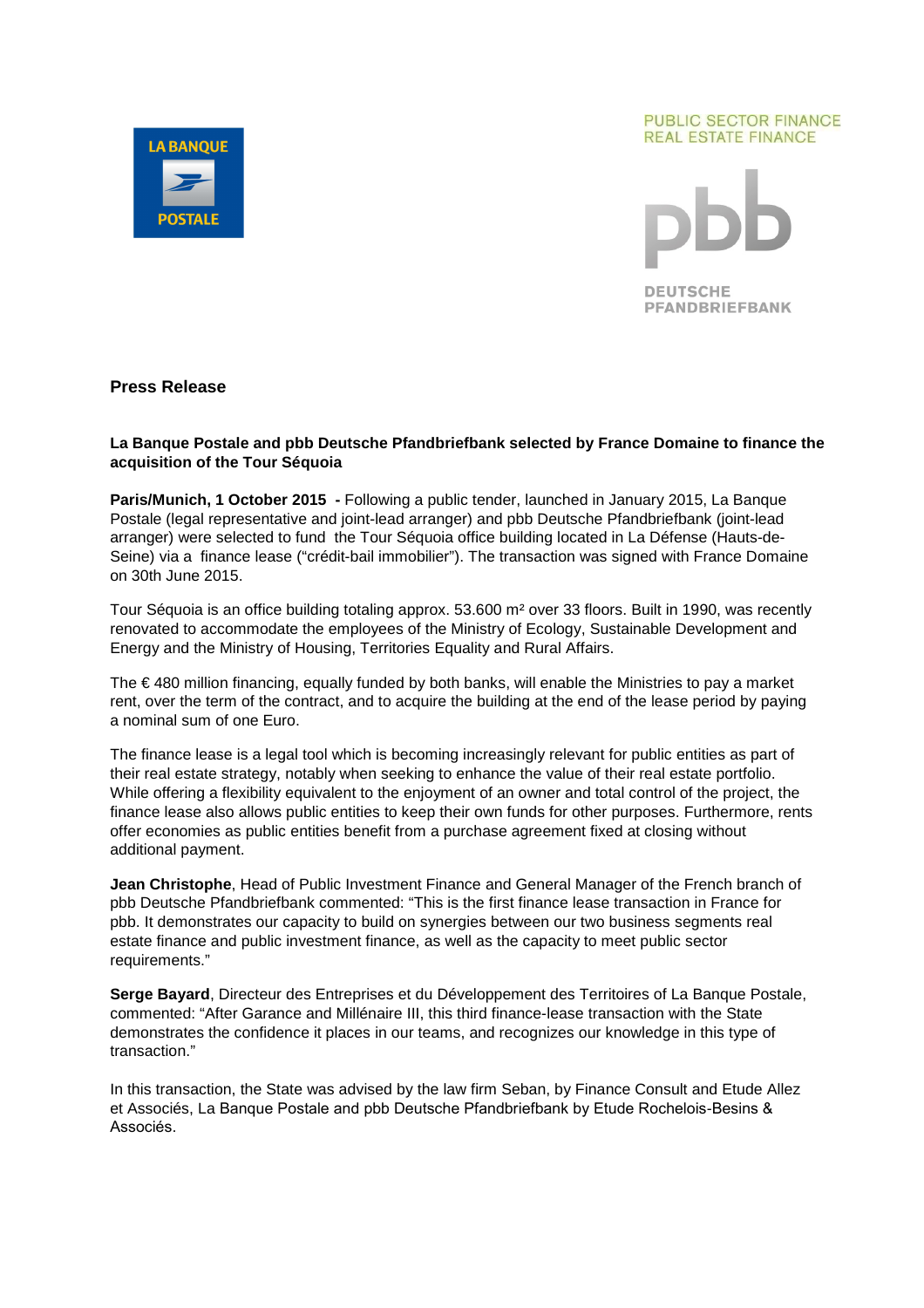LA BANQUE POSTALE

PUBLIC SECTOR FINANCE
REAL ESTATE FINANCE

pbb

DEUTSCHE
PFANDBRIEFBANK

## Press Release

**La Banque Postale and pbb Deutsche Pfandbriefbank selected by France Domaine to finance the acquisition of the Tour Séquoia**

**Paris/Munich, 1 October 2015 -** Following a public tender, launched in January 2015, La Banque Postale (legal representative and joint-lead arranger) and pbb Deutsche Pfandbriefbank (joint-lead arranger) were selected to fund the Tour Séquoia office building located in La Défense (Hauts-de-Seine) via a finance lease ("crédit-bail immobilier"). The transaction was signed with France Domaine on 30th June 2015.

Tour Séquoia is an office building totaling approx. 53.600 m² over 33 floors. Built in 1990, was recently renovated to accommodate the employees of the Ministry of Ecology, Sustainable Development and Energy and the Ministry of Housing, Territories Equality and Rural Affairs.

The € 480 million financing, equally funded by both banks, will enable the Ministries to pay a market rent, over the term of the contract, and to acquire the building at the end of the lease period by paying a nominal sum of one Euro.

The finance lease is a legal tool which is becoming increasingly relevant for public entities as part of their real estate strategy, notably when seeking to enhance the value of their real estate portfolio. While offering a flexibility equivalent to the enjoyment of an owner and total control of the project, the finance lease also allows public entities to keep their own funds for other purposes. Furthermore, rents offer economies as public entities benefit from a purchase agreement fixed at closing without additional payment.

**Jean Christophe**, Head of Public Investment Finance and General Manager of the French branch of pbb Deutsche Pfandbriefbank commented: "This is the first finance lease transaction in France for pbb. It demonstrates our capacity to build on synergies between our two business segments real estate finance and public investment finance, as well as the capacity to meet public sector requirements."

**Serge Bayard**, Directeur des Entreprises et du Développement des Territoires of La Banque Postale, commented: "After Garance and Millénaire III, this third finance-lease transaction with the State demonstrates the confidence it places in our teams, and recognizes our knowledge in this type of transaction."

In this transaction, the State was advised by the law firm Seban, by Finance Consult and Etude Allez et Associés, La Banque Postale and pbb Deutsche Pfandbriefbank by Etude Rochelois-Besins & Associés.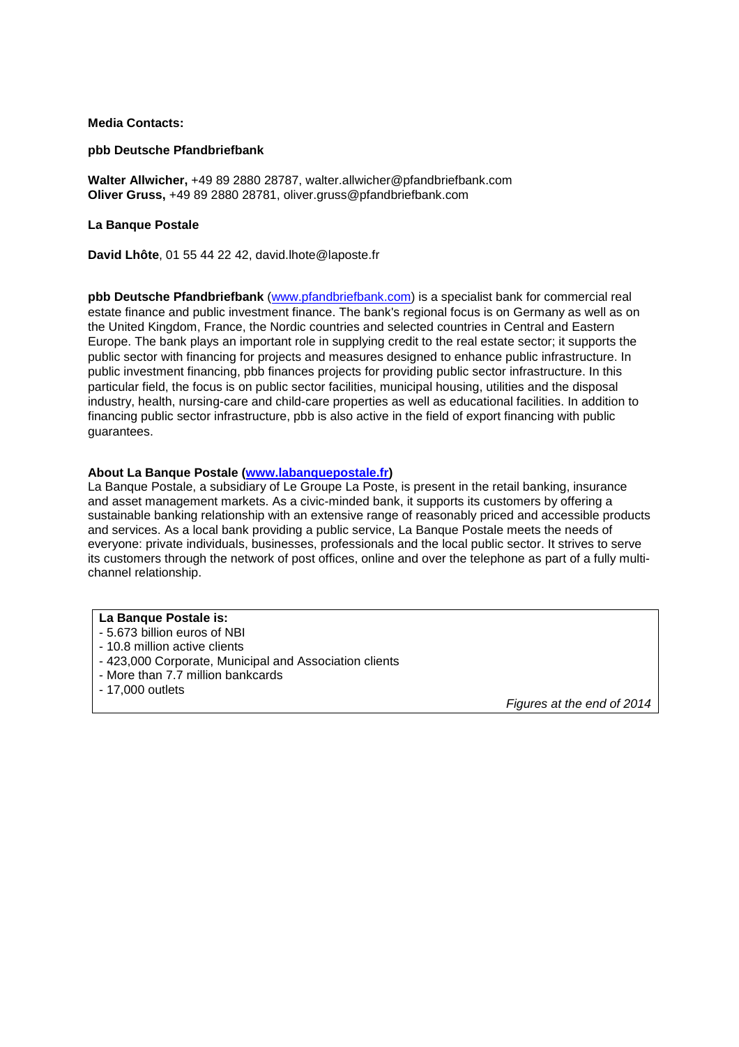**Media Contacts:**

**pbb Deutsche Pfandbriefbank**

**Walter Allwicher,** +49 89 2880 28787, walter.allwicher@pfandbriefbank.com
**Oliver Gruss,** +49 89 2880 28781, oliver.gruss@pfandbriefbank.com

**La Banque Postale**

**David Lhôte**, 01 55 44 22 42, david.lhote@laposte.fr

**pbb Deutsche Pfandbriefbank** ([www.pfandbriefbank.com](www.pfandbriefbank.com)) is a specialist bank for commercial real estate finance and public investment finance. The bank's regional focus is on Germany as well as on the United Kingdom, France, the Nordic countries and selected countries in Central and Eastern Europe. The bank plays an important role in supplying credit to the real estate sector; it supports the public sector with financing for projects and measures designed to enhance public infrastructure. In public investment financing, pbb finances projects for providing public sector infrastructure. In this particular field, the focus is on public sector facilities, municipal housing, utilities and the disposal industry, health, nursing-care and child-care properties as well as educational facilities. In addition to financing public sector infrastructure, pbb is also active in the field of export financing with public guarantees.

**About La Banque Postale ([www.labanquepostale.fr](www.labanquepostale.fr))**
La Banque Postale, a subsidiary of Le Groupe La Poste, is present in the retail banking, insurance and asset management markets. As a civic-minded bank, it supports its customers by offering a sustainable banking relationship with an extensive range of reasonably priced and accessible products and services. As a local bank providing a public service, La Banque Postale meets the needs of everyone: private individuals, businesses, professionals and the local public sector. It strives to serve its customers through the network of post offices, online and over the telephone as part of a fully multi-channel relationship.

**La Banque Postale is:**
- 5.673 billion euros of NBI
- 10.8 million active clients
- 423,000 Corporate, Municipal and Association clients
- More than 7.7 million bankcards
- 17,000 outlets

*Figures at the end of 2014*